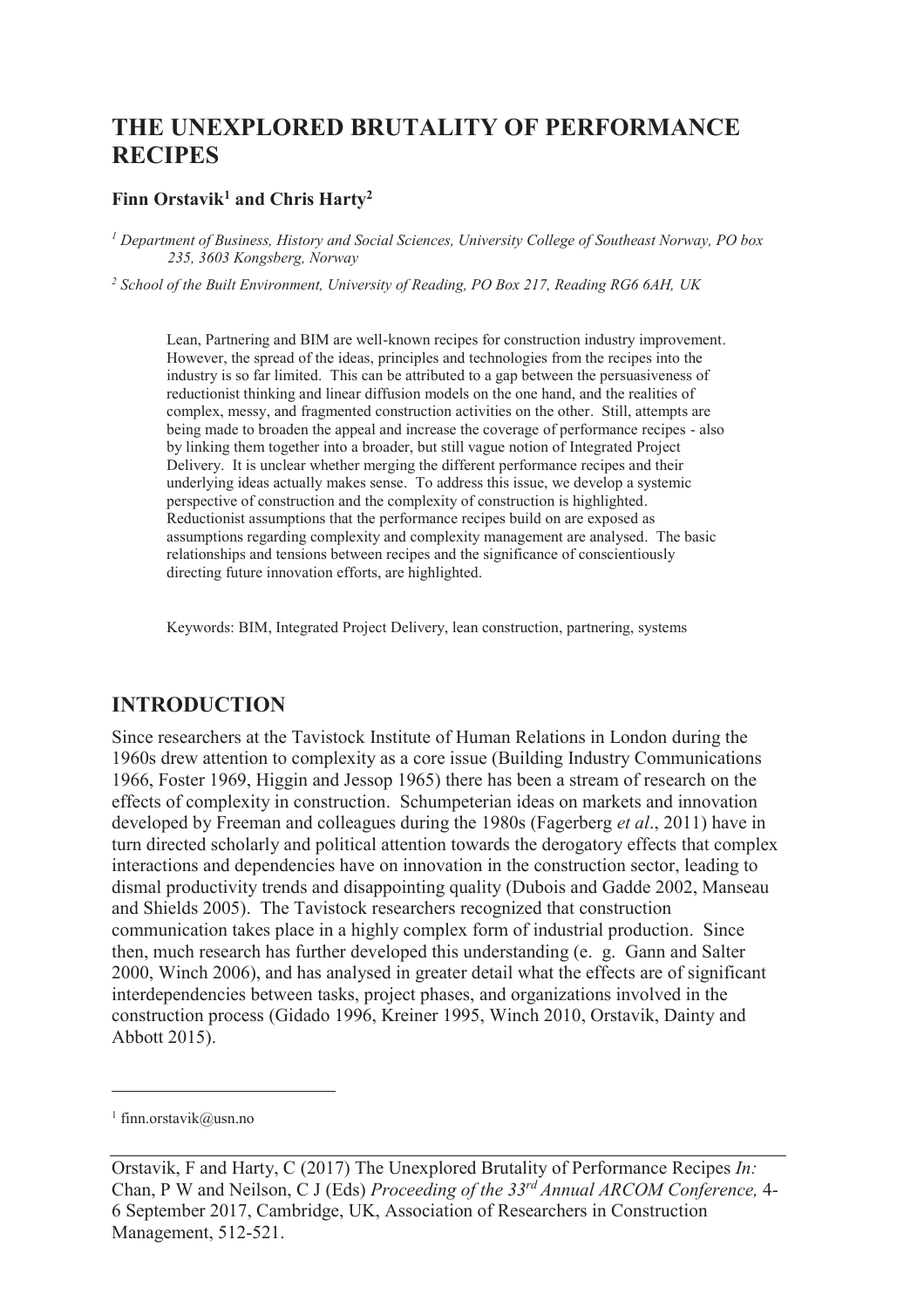# THE UNEXPLORED BRUTALITY OF PERFORMANCE RECIPES

**Finn Orstavik[1] and Chris Harty[2]**

[1] *Department of Business, History and Social Sciences, University College of Southeast Norway, PO box 235, 3603 Kongsberg, Norway*

[2] *School of the Built Environment, University of Reading, PO Box 217, Reading RG6 6AH, UK*

Lean, Partnering and BIM are well-known recipes for construction industry improvement. However, the spread of the ideas, principles and technologies from the recipes into the industry is so far limited. This can be attributed to a gap between the persuasiveness of reductionist thinking and linear diffusion models on the one hand, and the realities of complex, messy, and fragmented construction activities on the other. Still, attempts are being made to broaden the appeal and increase the coverage of performance recipes - also by linking them together into a broader, but still vague notion of Integrated Project Delivery. It is unclear whether merging the different performance recipes and their underlying ideas actually makes sense. To address this issue, we develop a systemic perspective of construction and the complexity of construction is highlighted. Reductionist assumptions that the performance recipes build on are exposed as assumptions regarding complexity and complexity management are analysed. The basic relationships and tensions between recipes and the significance of conscientiously directing future innovation efforts, are highlighted.

Keywords: BIM, Integrated Project Delivery, lean construction, partnering, systems

## INTRODUCTION

Since researchers at the Tavistock Institute of Human Relations in London during the 1960s drew attention to complexity as a core issue (Building Industry Communications 1966, Foster 1969, Higgin and Jessop 1965) there has been a stream of research on the effects of complexity in construction. Schumpeterian ideas on markets and innovation developed by Freeman and colleagues during the 1980s (Fagerberg *et al*., 2011) have in turn directed scholarly and political attention towards the derogatory effects that complex interactions and dependencies have on innovation in the construction sector, leading to dismal productivity trends and disappointing quality (Dubois and Gadde 2002, Manseau and Shields 2005). The Tavistock researchers recognized that construction communication takes place in a highly complex form of industrial production. Since then, much research has further developed this understanding (e. g. Gann and Salter 2000, Winch 2006), and has analysed in greater detail what the effects are of significant interdependencies between tasks, project phases, and organizations involved in the construction process (Gidado 1996, Kreiner 1995, Winch 2010, Orstavik, Dainty and Abbott 2015).

[1] finn.orstavik@usn.no

Orstavik, F and Harty, C (2017) The Unexplored Brutality of Performance Recipes *In:* Chan, P W and Neilson, C J (Eds) *Proceeding of the 33rd Annual ARCOM Conference,* 4-6 September 2017, Cambridge, UK, Association of Researchers in Construction Management, 512-521.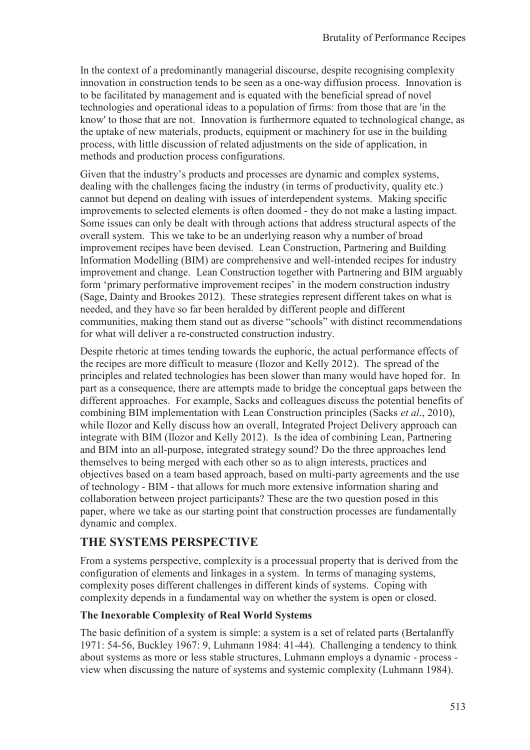In the context of a predominantly managerial discourse, despite recognising complexity innovation in construction tends to be seen as a one-way diffusion process. Innovation is to be facilitated by management and is equated with the beneficial spread of novel technologies and operational ideas to a population of firms: from those that are 'in the know' to those that are not. Innovation is furthermore equated to technological change, as the uptake of new materials, products, equipment or machinery for use in the building process, with little discussion of related adjustments on the side of application, in methods and production process configurations.

Given that the industry's products and processes are dynamic and complex systems, dealing with the challenges facing the industry (in terms of productivity, quality etc.) cannot but depend on dealing with issues of interdependent systems. Making specific improvements to selected elements is often doomed - they do not make a lasting impact. Some issues can only be dealt with through actions that address structural aspects of the overall system. This we take to be an underlying reason why a number of broad improvement recipes have been devised. Lean Construction, Partnering and Building Information Modelling (BIM) are comprehensive and well-intended recipes for industry improvement and change. Lean Construction together with Partnering and BIM arguably form 'primary performative improvement recipes' in the modern construction industry (Sage, Dainty and Brookes 2012). These strategies represent different takes on what is needed, and they have so far been heralded by different people and different communities, making them stand out as diverse "schools" with distinct recommendations for what will deliver a re-constructed construction industry.

Despite rhetoric at times tending towards the euphoric, the actual performance effects of the recipes are more difficult to measure (Ilozor and Kelly 2012). The spread of the principles and related technologies has been slower than many would have hoped for. In part as a consequence, there are attempts made to bridge the conceptual gaps between the different approaches. For example, Sacks and colleagues discuss the potential benefits of combining BIM implementation with Lean Construction principles (Sacks *et al*., 2010), while Ilozor and Kelly discuss how an overall, Integrated Project Delivery approach can integrate with BIM (Ilozor and Kelly 2012). Is the idea of combining Lean, Partnering and BIM into an all-purpose, integrated strategy sound? Do the three approaches lend themselves to being merged with each other so as to align interests, practices and objectives based on a team based approach, based on multi-party agreements and the use of technology - BIM - that allows for much more extensive information sharing and collaboration between project participants? These are the two question posed in this paper, where we take as our starting point that construction processes are fundamentally dynamic and complex.

## THE SYSTEMS PERSPECTIVE

From a systems perspective, complexity is a processual property that is derived from the configuration of elements and linkages in a system. In terms of managing systems, complexity poses different challenges in different kinds of systems. Coping with complexity depends in a fundamental way on whether the system is open or closed.

### The Inexorable Complexity of Real World Systems

The basic definition of a system is simple: a system is a set of related parts (Bertalanffy 1971: 54-56, Buckley 1967: 9, Luhmann 1984: 41-44). Challenging a tendency to think about systems as more or less stable structures, Luhmann employs a dynamic - process - view when discussing the nature of systems and systemic complexity (Luhmann 1984).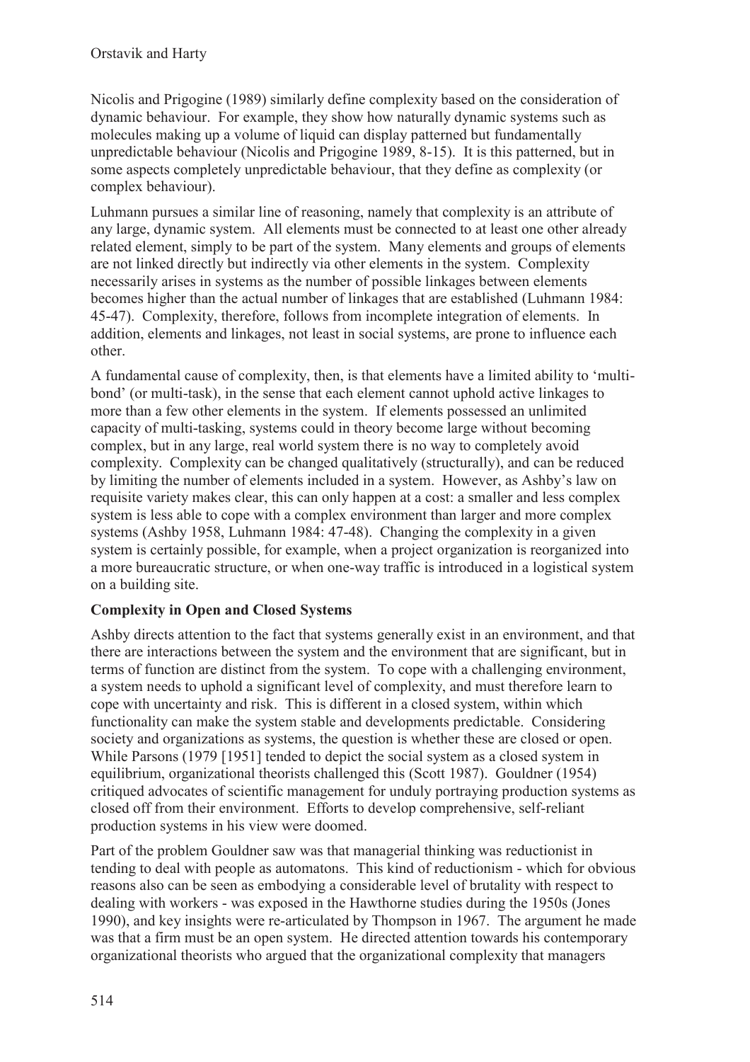Nicolis and Prigogine (1989) similarly define complexity based on the consideration of dynamic behaviour. For example, they show how naturally dynamic systems such as molecules making up a volume of liquid can display patterned but fundamentally unpredictable behaviour (Nicolis and Prigogine 1989, 8-15). It is this patterned, but in some aspects completely unpredictable behaviour, that they define as complexity (or complex behaviour).

Luhmann pursues a similar line of reasoning, namely that complexity is an attribute of any large, dynamic system. All elements must be connected to at least one other already related element, simply to be part of the system. Many elements and groups of elements are not linked directly but indirectly via other elements in the system. Complexity necessarily arises in systems as the number of possible linkages between elements becomes higher than the actual number of linkages that are established (Luhmann 1984: 45-47). Complexity, therefore, follows from incomplete integration of elements. In addition, elements and linkages, not least in social systems, are prone to influence each other.

A fundamental cause of complexity, then, is that elements have a limited ability to 'multi-bond' (or multi-task), in the sense that each element cannot uphold active linkages to more than a few other elements in the system. If elements possessed an unlimited capacity of multi-tasking, systems could in theory become large without becoming complex, but in any large, real world system there is no way to completely avoid complexity. Complexity can be changed qualitatively (structurally), and can be reduced by limiting the number of elements included in a system. However, as Ashby's law on requisite variety makes clear, this can only happen at a cost: a smaller and less complex system is less able to cope with a complex environment than larger and more complex systems (Ashby 1958, Luhmann 1984: 47-48). Changing the complexity in a given system is certainly possible, for example, when a project organization is reorganized into a more bureaucratic structure, or when one-way traffic is introduced in a logistical system on a building site.

**Complexity in Open and Closed Systems**

Ashby directs attention to the fact that systems generally exist in an environment, and that there are interactions between the system and the environment that are significant, but in terms of function are distinct from the system. To cope with a challenging environment, a system needs to uphold a significant level of complexity, and must therefore learn to cope with uncertainty and risk. This is different in a closed system, within which functionality can make the system stable and developments predictable. Considering society and organizations as systems, the question is whether these are closed or open. While Parsons (1979 [1951] tended to depict the social system as a closed system in equilibrium, organizational theorists challenged this (Scott 1987). Gouldner (1954) critiqued advocates of scientific management for unduly portraying production systems as closed off from their environment. Efforts to develop comprehensive, self-reliant production systems in his view were doomed.

Part of the problem Gouldner saw was that managerial thinking was reductionist in tending to deal with people as automatons. This kind of reductionism - which for obvious reasons also can be seen as embodying a considerable level of brutality with respect to dealing with workers - was exposed in the Hawthorne studies during the 1950s (Jones 1990), and key insights were re-articulated by Thompson in 1967. The argument he made was that a firm must be an open system. He directed attention towards his contemporary organizational theorists who argued that the organizational complexity that managers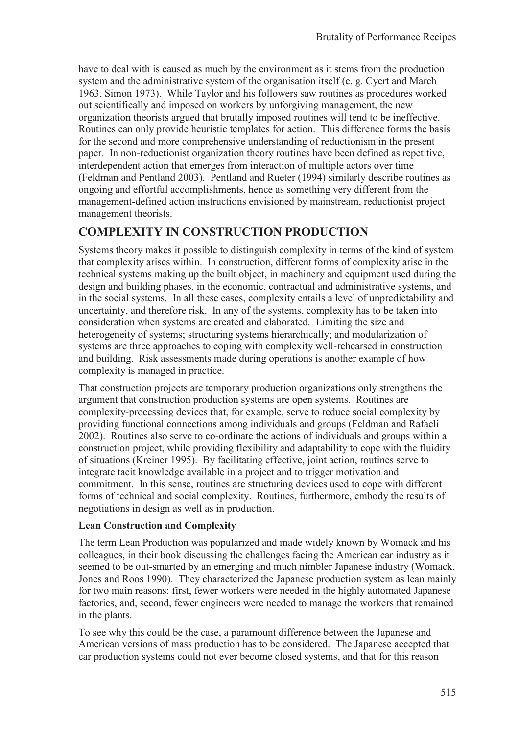have to deal with is caused as much by the environment as it stems from the production system and the administrative system of the organisation itself (e. g. Cyert and March 1963, Simon 1973). While Taylor and his followers saw routines as procedures worked out scientifically and imposed on workers by unforgiving management, the new organization theorists argued that brutally imposed routines will tend to be ineffective. Routines can only provide heuristic templates for action. This difference forms the basis for the second and more comprehensive understanding of reductionism in the present paper. In non-reductionist organization theory routines have been defined as repetitive, interdependent action that emerges from interaction of multiple actors over time (Feldman and Pentland 2003). Pentland and Rueter (1994) similarly describe routines as ongoing and effortful accomplishments, hence as something very different from the management-defined action instructions envisioned by mainstream, reductionist project management theorists.

## COMPLEXITY IN CONSTRUCTION PRODUCTION

Systems theory makes it possible to distinguish complexity in terms of the kind of system that complexity arises within. In construction, different forms of complexity arise in the technical systems making up the built object, in machinery and equipment used during the design and building phases, in the economic, contractual and administrative systems, and in the social systems. In all these cases, complexity entails a level of unpredictability and uncertainty, and therefore risk. In any of the systems, complexity has to be taken into consideration when systems are created and elaborated. Limiting the size and heterogeneity of systems; structuring systems hierarchically; and modularization of systems are three approaches to coping with complexity well-rehearsed in construction and building. Risk assessments made during operations is another example of how complexity is managed in practice.

That construction projects are temporary production organizations only strengthens the argument that construction production systems are open systems. Routines are complexity-processing devices that, for example, serve to reduce social complexity by providing functional connections among individuals and groups (Feldman and Rafaeli 2002). Routines also serve to co-ordinate the actions of individuals and groups within a construction project, while providing flexibility and adaptability to cope with the fluidity of situations (Kreiner 1995). By facilitating effective, joint action, routines serve to integrate tacit knowledge available in a project and to trigger motivation and commitment. In this sense, routines are structuring devices used to cope with different forms of technical and social complexity. Routines, furthermore, embody the results of negotiations in design as well as in production.

### Lean Construction and Complexity

The term Lean Production was popularized and made widely known by Womack and his colleagues, in their book discussing the challenges facing the American car industry as it seemed to be out-smarted by an emerging and much nimbler Japanese industry (Womack, Jones and Roos 1990). They characterized the Japanese production system as lean mainly for two main reasons: first, fewer workers were needed in the highly automated Japanese factories, and, second, fewer engineers were needed to manage the workers that remained in the plants.

To see why this could be the case, a paramount difference between the Japanese and American versions of mass production has to be considered. The Japanese accepted that car production systems could not ever become closed systems, and that for this reason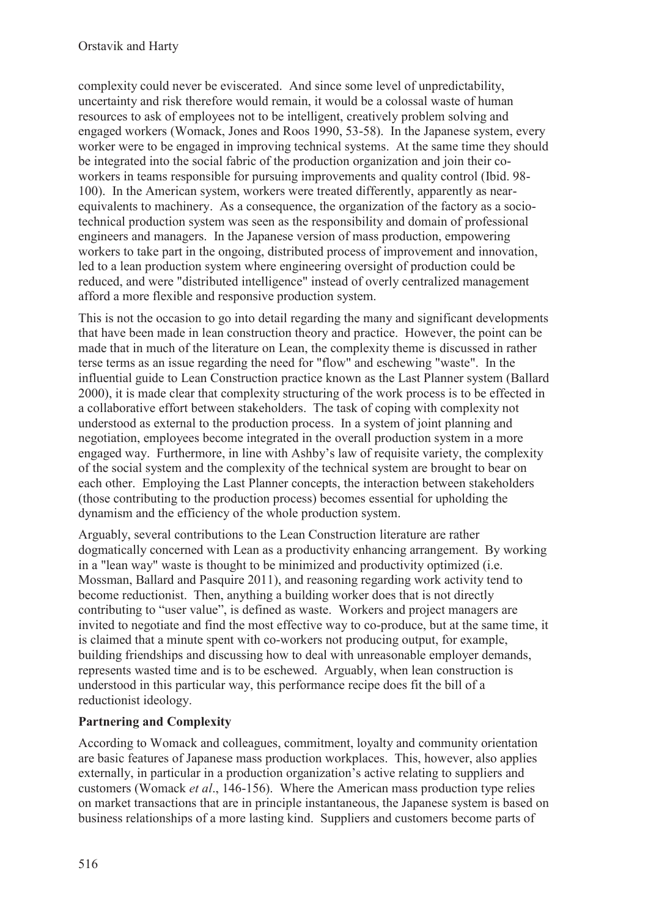complexity could never be eviscerated. And since some level of unpredictability, uncertainty and risk therefore would remain, it would be a colossal waste of human resources to ask of employees not to be intelligent, creatively problem solving and engaged workers (Womack, Jones and Roos 1990, 53-58). In the Japanese system, every worker were to be engaged in improving technical systems. At the same time they should be integrated into the social fabric of the production organization and join their co-workers in teams responsible for pursuing improvements and quality control (Ibid. 98-100). In the American system, workers were treated differently, apparently as near-equivalents to machinery. As a consequence, the organization of the factory as a socio-technical production system was seen as the responsibility and domain of professional engineers and managers. In the Japanese version of mass production, empowering workers to take part in the ongoing, distributed process of improvement and innovation, led to a lean production system where engineering oversight of production could be reduced, and were "distributed intelligence" instead of overly centralized management afford a more flexible and responsive production system.

This is not the occasion to go into detail regarding the many and significant developments that have been made in lean construction theory and practice. However, the point can be made that in much of the literature on Lean, the complexity theme is discussed in rather terse terms as an issue regarding the need for "flow" and eschewing "waste". In the influential guide to Lean Construction practice known as the Last Planner system (Ballard 2000), it is made clear that complexity structuring of the work process is to be effected in a collaborative effort between stakeholders. The task of coping with complexity not understood as external to the production process. In a system of joint planning and negotiation, employees become integrated in the overall production system in a more engaged way. Furthermore, in line with Ashby's law of requisite variety, the complexity of the social system and the complexity of the technical system are brought to bear on each other. Employing the Last Planner concepts, the interaction between stakeholders (those contributing to the production process) becomes essential for upholding the dynamism and the efficiency of the whole production system.

Arguably, several contributions to the Lean Construction literature are rather dogmatically concerned with Lean as a productivity enhancing arrangement. By working in a "lean way" waste is thought to be minimized and productivity optimized (i.e. Mossman, Ballard and Pasquire 2011), and reasoning regarding work activity tend to become reductionist. Then, anything a building worker does that is not directly contributing to "user value", is defined as waste. Workers and project managers are invited to negotiate and find the most effective way to co-produce, but at the same time, it is claimed that a minute spent with co-workers not producing output, for example, building friendships and discussing how to deal with unreasonable employer demands, represents wasted time and is to be eschewed. Arguably, when lean construction is understood in this particular way, this performance recipe does fit the bill of a reductionist ideology.

**Partnering and Complexity**

According to Womack and colleagues, commitment, loyalty and community orientation are basic features of Japanese mass production workplaces. This, however, also applies externally, in particular in a production organization's active relating to suppliers and customers (Womack *et al*., 146-156). Where the American mass production type relies on market transactions that are in principle instantaneous, the Japanese system is based on business relationships of a more lasting kind. Suppliers and customers become parts of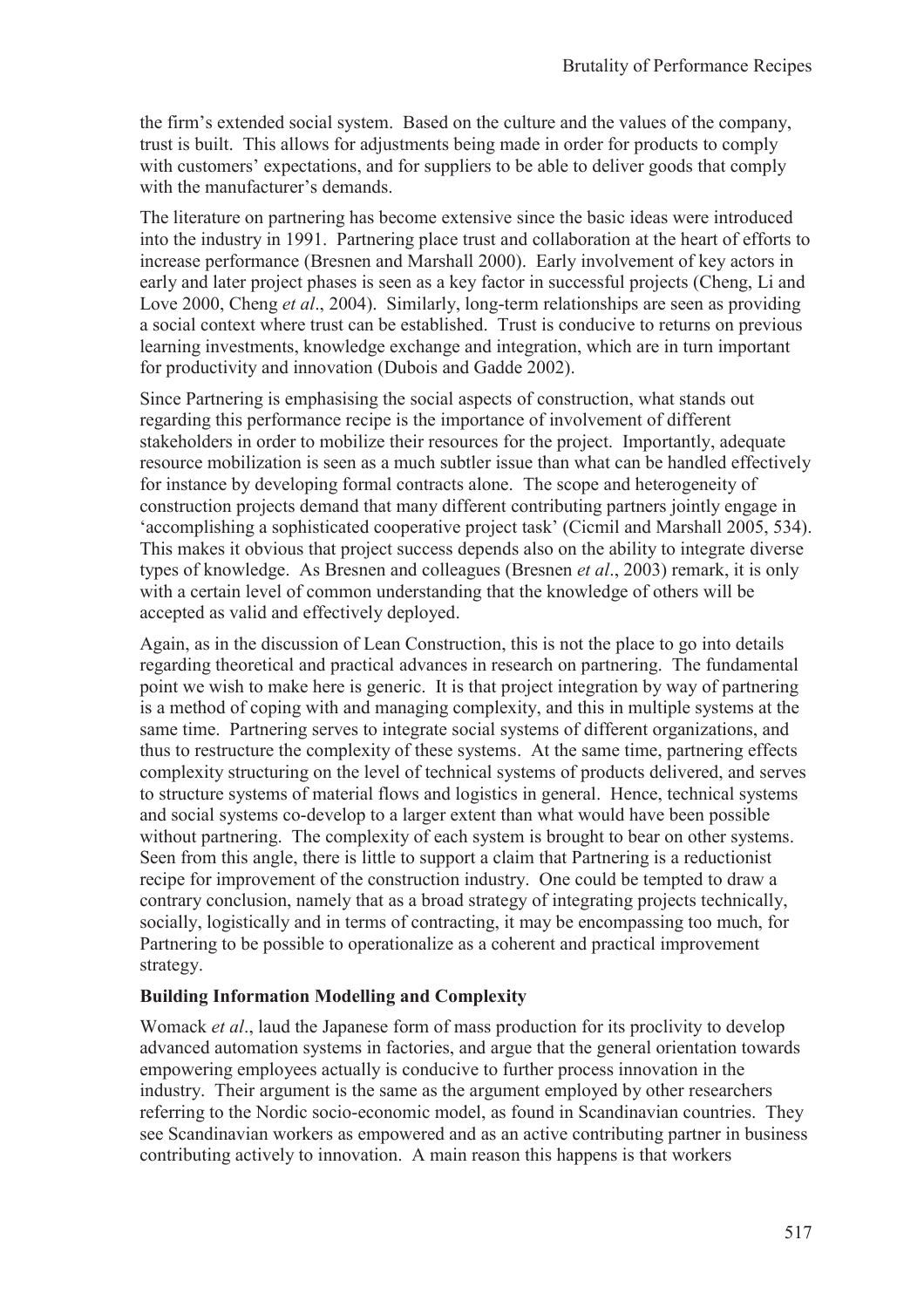the firm's extended social system. Based on the culture and the values of the company, trust is built. This allows for adjustments being made in order for products to comply with customers' expectations, and for suppliers to be able to deliver goods that comply with the manufacturer's demands.

The literature on partnering has become extensive since the basic ideas were introduced into the industry in 1991. Partnering place trust and collaboration at the heart of efforts to increase performance (Bresnen and Marshall 2000). Early involvement of key actors in early and later project phases is seen as a key factor in successful projects (Cheng, Li and Love 2000, Cheng *et al*., 2004). Similarly, long-term relationships are seen as providing a social context where trust can be established. Trust is conducive to returns on previous learning investments, knowledge exchange and integration, which are in turn important for productivity and innovation (Dubois and Gadde 2002).

Since Partnering is emphasising the social aspects of construction, what stands out regarding this performance recipe is the importance of involvement of different stakeholders in order to mobilize their resources for the project. Importantly, adequate resource mobilization is seen as a much subtler issue than what can be handled effectively for instance by developing formal contracts alone. The scope and heterogeneity of construction projects demand that many different contributing partners jointly engage in 'accomplishing a sophisticated cooperative project task' (Cicmil and Marshall 2005, 534). This makes it obvious that project success depends also on the ability to integrate diverse types of knowledge. As Bresnen and colleagues (Bresnen *et al*., 2003) remark, it is only with a certain level of common understanding that the knowledge of others will be accepted as valid and effectively deployed.

Again, as in the discussion of Lean Construction, this is not the place to go into details regarding theoretical and practical advances in research on partnering. The fundamental point we wish to make here is generic. It is that project integration by way of partnering is a method of coping with and managing complexity, and this in multiple systems at the same time. Partnering serves to integrate social systems of different organizations, and thus to restructure the complexity of these systems. At the same time, partnering effects complexity structuring on the level of technical systems of products delivered, and serves to structure systems of material flows and logistics in general. Hence, technical systems and social systems co-develop to a larger extent than what would have been possible without partnering. The complexity of each system is brought to bear on other systems. Seen from this angle, there is little to support a claim that Partnering is a reductionist recipe for improvement of the construction industry. One could be tempted to draw a contrary conclusion, namely that as a broad strategy of integrating projects technically, socially, logistically and in terms of contracting, it may be encompassing too much, for Partnering to be possible to operationalize as a coherent and practical improvement strategy.

**Building Information Modelling and Complexity**

Womack *et al*., laud the Japanese form of mass production for its proclivity to develop advanced automation systems in factories, and argue that the general orientation towards empowering employees actually is conducive to further process innovation in the industry. Their argument is the same as the argument employed by other researchers referring to the Nordic socio-economic model, as found in Scandinavian countries. They see Scandinavian workers as empowered and as an active contributing partner in business contributing actively to innovation. A main reason this happens is that workers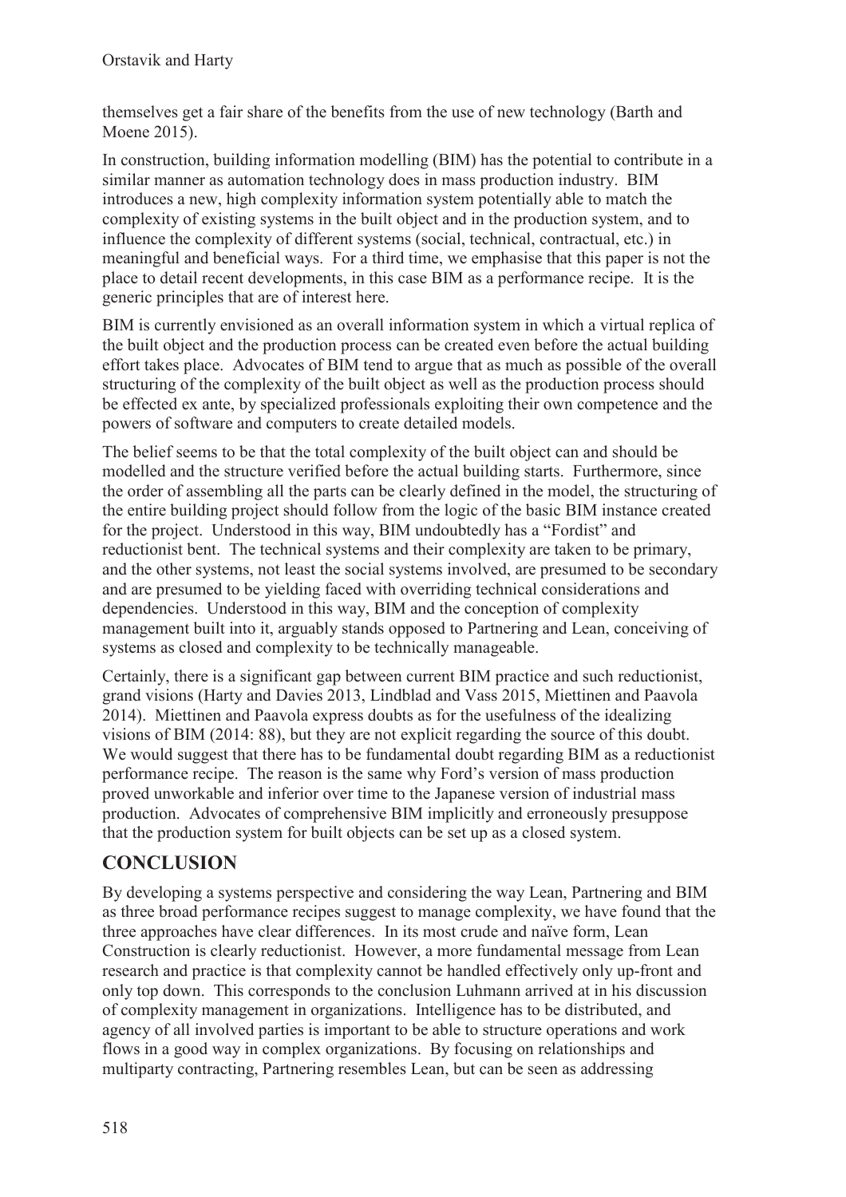themselves get a fair share of the benefits from the use of new technology (Barth and Moene 2015).

In construction, building information modelling (BIM) has the potential to contribute in a similar manner as automation technology does in mass production industry. BIM introduces a new, high complexity information system potentially able to match the complexity of existing systems in the built object and in the production system, and to influence the complexity of different systems (social, technical, contractual, etc.) in meaningful and beneficial ways. For a third time, we emphasise that this paper is not the place to detail recent developments, in this case BIM as a performance recipe. It is the generic principles that are of interest here.

BIM is currently envisioned as an overall information system in which a virtual replica of the built object and the production process can be created even before the actual building effort takes place. Advocates of BIM tend to argue that as much as possible of the overall structuring of the complexity of the built object as well as the production process should be effected ex ante, by specialized professionals exploiting their own competence and the powers of software and computers to create detailed models.

The belief seems to be that the total complexity of the built object can and should be modelled and the structure verified before the actual building starts. Furthermore, since the order of assembling all the parts can be clearly defined in the model, the structuring of the entire building project should follow from the logic of the basic BIM instance created for the project. Understood in this way, BIM undoubtedly has a "Fordist" and reductionist bent. The technical systems and their complexity are taken to be primary, and the other systems, not least the social systems involved, are presumed to be secondary and are presumed to be yielding faced with overriding technical considerations and dependencies. Understood in this way, BIM and the conception of complexity management built into it, arguably stands opposed to Partnering and Lean, conceiving of systems as closed and complexity to be technically manageable.

Certainly, there is a significant gap between current BIM practice and such reductionist, grand visions (Harty and Davies 2013, Lindblad and Vass 2015, Miettinen and Paavola 2014). Miettinen and Paavola express doubts as for the usefulness of the idealizing visions of BIM (2014: 88), but they are not explicit regarding the source of this doubt. We would suggest that there has to be fundamental doubt regarding BIM as a reductionist performance recipe. The reason is the same why Ford's version of mass production proved unworkable and inferior over time to the Japanese version of industrial mass production. Advocates of comprehensive BIM implicitly and erroneously presuppose that the production system for built objects can be set up as a closed system.

## CONCLUSION

By developing a systems perspective and considering the way Lean, Partnering and BIM as three broad performance recipes suggest to manage complexity, we have found that the three approaches have clear differences. In its most crude and naïve form, Lean Construction is clearly reductionist. However, a more fundamental message from Lean research and practice is that complexity cannot be handled effectively only up-front and only top down. This corresponds to the conclusion Luhmann arrived at in his discussion of complexity management in organizations. Intelligence has to be distributed, and agency of all involved parties is important to be able to structure operations and work flows in a good way in complex organizations. By focusing on relationships and multiparty contracting, Partnering resembles Lean, but can be seen as addressing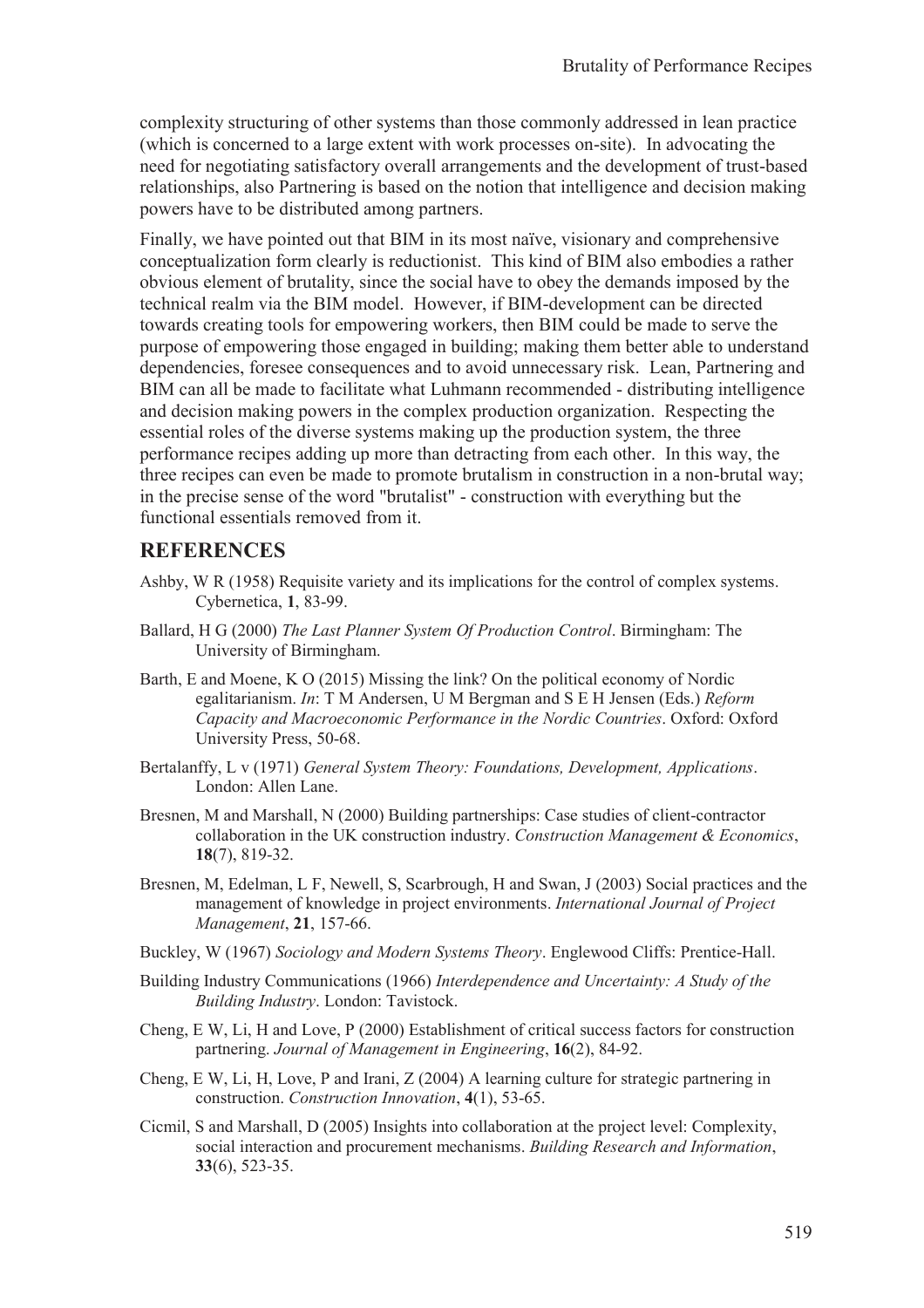complexity structuring of other systems than those commonly addressed in lean practice (which is concerned to a large extent with work processes on-site). In advocating the need for negotiating satisfactory overall arrangements and the development of trust-based relationships, also Partnering is based on the notion that intelligence and decision making powers have to be distributed among partners.

Finally, we have pointed out that BIM in its most naïve, visionary and comprehensive conceptualization form clearly is reductionist. This kind of BIM also embodies a rather obvious element of brutality, since the social have to obey the demands imposed by the technical realm via the BIM model. However, if BIM-development can be directed towards creating tools for empowering workers, then BIM could be made to serve the purpose of empowering those engaged in building; making them better able to understand dependencies, foresee consequences and to avoid unnecessary risk. Lean, Partnering and BIM can all be made to facilitate what Luhmann recommended - distributing intelligence and decision making powers in the complex production organization. Respecting the essential roles of the diverse systems making up the production system, the three performance recipes adding up more than detracting from each other. In this way, the three recipes can even be made to promote brutalism in construction in a non-brutal way; in the precise sense of the word "brutalist" - construction with everything but the functional essentials removed from it.

## REFERENCES

Ashby, W R (1958) Requisite variety and its implications for the control of complex systems. Cybernetica, **1**, 83-99.

Ballard, H G (2000) *The Last Planner System Of Production Control*. Birmingham: The University of Birmingham.

Barth, E and Moene, K O (2015) Missing the link? On the political economy of Nordic egalitarianism. *In*: T M Andersen, U M Bergman and S E H Jensen (Eds.) *Reform Capacity and Macroeconomic Performance in the Nordic Countries*. Oxford: Oxford University Press, 50-68.

Bertalanffy, L v (1971) *General System Theory: Foundations, Development, Applications*. London: Allen Lane.

Bresnen, M and Marshall, N (2000) Building partnerships: Case studies of client-contractor collaboration in the UK construction industry. *Construction Management & Economics*, **18**(7), 819-32.

Bresnen, M, Edelman, L F, Newell, S, Scarbrough, H and Swan, J (2003) Social practices and the management of knowledge in project environments. *International Journal of Project Management*, **21**, 157-66.

Buckley, W (1967) *Sociology and Modern Systems Theory*. Englewood Cliffs: Prentice-Hall.

Building Industry Communications (1966) *Interdependence and Uncertainty: A Study of the Building Industry*. London: Tavistock.

Cheng, E W, Li, H and Love, P (2000) Establishment of critical success factors for construction partnering. *Journal of Management in Engineering*, **16**(2), 84-92.

Cheng, E W, Li, H, Love, P and Irani, Z (2004) A learning culture for strategic partnering in construction. *Construction Innovation*, **4**(1), 53-65.

Cicmil, S and Marshall, D (2005) Insights into collaboration at the project level: Complexity, social interaction and procurement mechanisms. *Building Research and Information*, **33**(6), 523-35.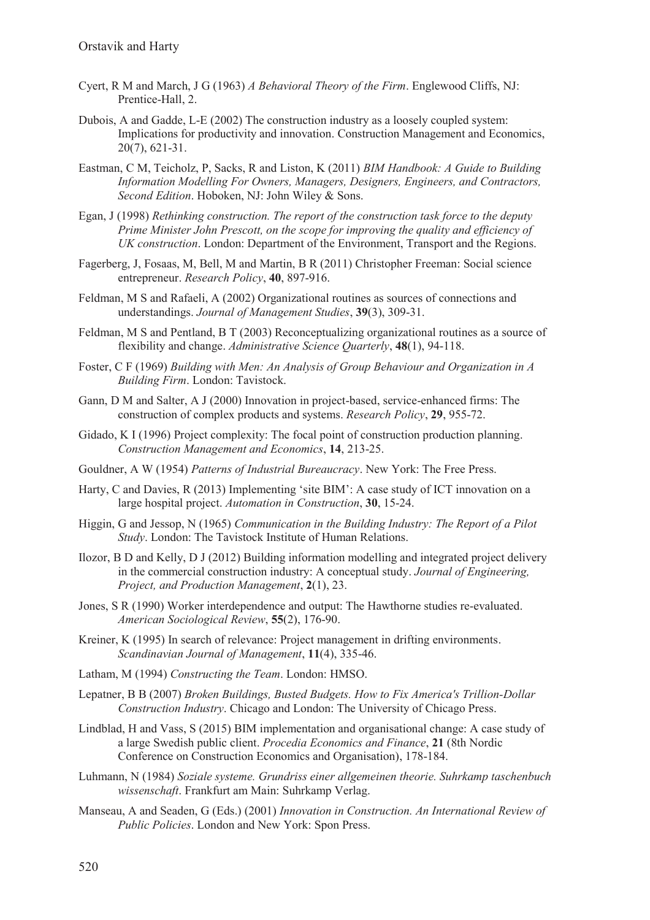Cyert, R M and March, J G (1963) *A Behavioral Theory of the Firm*. Englewood Cliffs, NJ: Prentice-Hall, 2.

Dubois, A and Gadde, L-E (2002) The construction industry as a loosely coupled system: Implications for productivity and innovation. Construction Management and Economics, 20(7), 621-31.

Eastman, C M, Teicholz, P, Sacks, R and Liston, K (2011) *BIM Handbook: A Guide to Building Information Modelling For Owners, Managers, Designers, Engineers, and Contractors, Second Edition*. Hoboken, NJ: John Wiley & Sons.

Egan, J (1998) *Rethinking construction. The report of the construction task force to the deputy Prime Minister John Prescott, on the scope for improving the quality and efficiency of UK construction*. London: Department of the Environment, Transport and the Regions.

Fagerberg, J, Fosaas, M, Bell, M and Martin, B R (2011) Christopher Freeman: Social science entrepreneur. *Research Policy*, **40**, 897-916.

Feldman, M S and Rafaeli, A (2002) Organizational routines as sources of connections and understandings. *Journal of Management Studies*, **39**(3), 309-31.

Feldman, M S and Pentland, B T (2003) Reconceptualizing organizational routines as a source of flexibility and change. *Administrative Science Quarterly*, **48**(1), 94-118.

Foster, C F (1969) *Building with Men: An Analysis of Group Behaviour and Organization in A Building Firm*. London: Tavistock.

Gann, D M and Salter, A J (2000) Innovation in project-based, service-enhanced firms: The construction of complex products and systems. *Research Policy*, **29**, 955-72.

Gidado, K I (1996) Project complexity: The focal point of construction production planning. *Construction Management and Economics*, **14**, 213-25.

Gouldner, A W (1954) *Patterns of Industrial Bureaucracy*. New York: The Free Press.

Harty, C and Davies, R (2013) Implementing 'site BIM': A case study of ICT innovation on a large hospital project. *Automation in Construction*, **30**, 15-24.

Higgin, G and Jessop, N (1965) *Communication in the Building Industry: The Report of a Pilot Study*. London: The Tavistock Institute of Human Relations.

Ilozor, B D and Kelly, D J (2012) Building information modelling and integrated project delivery in the commercial construction industry: A conceptual study. *Journal of Engineering, Project, and Production Management*, **2**(1), 23.

Jones, S R (1990) Worker interdependence and output: The Hawthorne studies re-evaluated. *American Sociological Review*, **55**(2), 176-90.

Kreiner, K (1995) In search of relevance: Project management in drifting environments. *Scandinavian Journal of Management*, **11**(4), 335-46.

Latham, M (1994) *Constructing the Team*. London: HMSO.

Lepatner, B B (2007) *Broken Buildings, Busted Budgets. How to Fix America's Trillion-Dollar Construction Industry*. Chicago and London: The University of Chicago Press.

Lindblad, H and Vass, S (2015) BIM implementation and organisational change: A case study of a large Swedish public client. *Procedia Economics and Finance*, **21** (8th Nordic Conference on Construction Economics and Organisation), 178-184.

Luhmann, N (1984) *Soziale systeme. Grundriss einer allgemeinen theorie. Suhrkamp taschenbuch wissenschaft*. Frankfurt am Main: Suhrkamp Verlag.

Manseau, A and Seaden, G (Eds.) (2001) *Innovation in Construction. An International Review of Public Policies*. London and New York: Spon Press.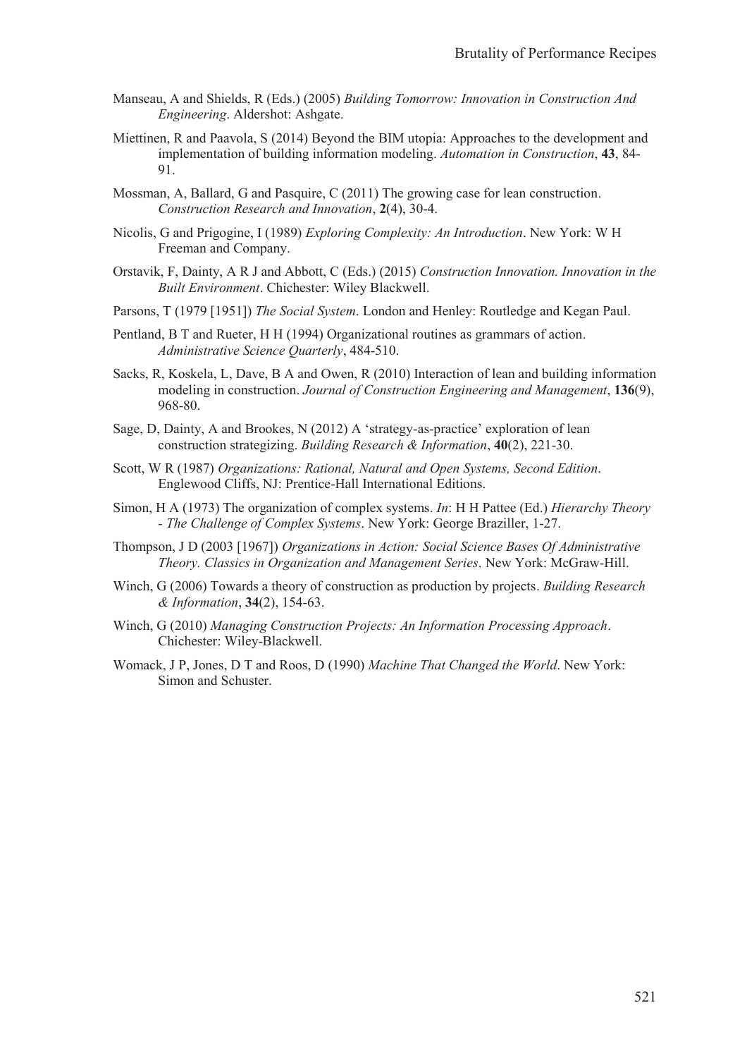Manseau, A and Shields, R (Eds.) (2005) *Building Tomorrow: Innovation in Construction And Engineering*. Aldershot: Ashgate.

Miettinen, R and Paavola, S (2014) Beyond the BIM utopia: Approaches to the development and implementation of building information modeling. *Automation in Construction*, **43**, 84-91.

Mossman, A, Ballard, G and Pasquire, C (2011) The growing case for lean construction. *Construction Research and Innovation*, **2**(4), 30-4.

Nicolis, G and Prigogine, I (1989) *Exploring Complexity: An Introduction*. New York: W H Freeman and Company.

Orstavik, F, Dainty, A R J and Abbott, C (Eds.) (2015) *Construction Innovation. Innovation in the Built Environment*. Chichester: Wiley Blackwell.

Parsons, T (1979 [1951]) *The Social System*. London and Henley: Routledge and Kegan Paul.

Pentland, B T and Rueter, H H (1994) Organizational routines as grammars of action. *Administrative Science Quarterly*, 484-510.

Sacks, R, Koskela, L, Dave, B A and Owen, R (2010) Interaction of lean and building information modeling in construction. *Journal of Construction Engineering and Management*, **136**(9), 968-80.

Sage, D, Dainty, A and Brookes, N (2012) A 'strategy-as-practice' exploration of lean construction strategizing. *Building Research & Information*, **40**(2), 221-30.

Scott, W R (1987) *Organizations: Rational, Natural and Open Systems, Second Edition*. Englewood Cliffs, NJ: Prentice-Hall International Editions.

Simon, H A (1973) The organization of complex systems. *In*: H H Pattee (Ed.) *Hierarchy Theory - The Challenge of Complex Systems*. New York: George Braziller, 1-27.

Thompson, J D (2003 [1967]) *Organizations in Action: Social Science Bases Of Administrative Theory. Classics in Organization and Management Series*. New York: McGraw-Hill.

Winch, G (2006) Towards a theory of construction as production by projects. *Building Research & Information*, **34**(2), 154-63.

Winch, G (2010) *Managing Construction Projects: An Information Processing Approach*. Chichester: Wiley-Blackwell.

Womack, J P, Jones, D T and Roos, D (1990) *Machine That Changed the World*. New York: Simon and Schuster.